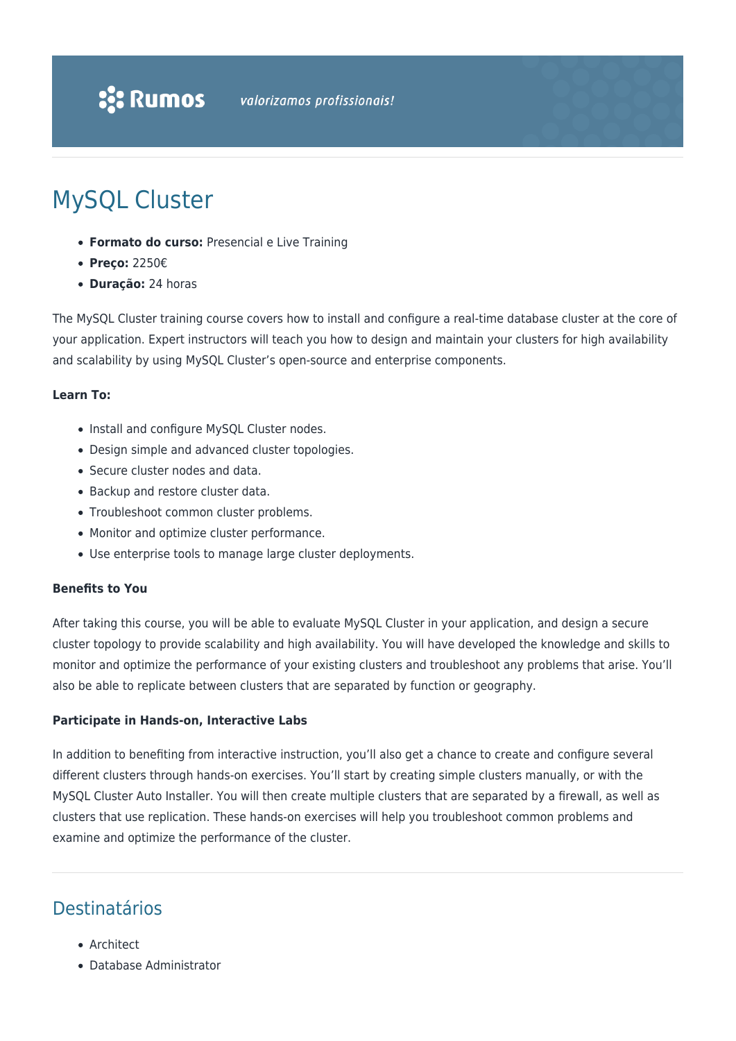# MySQL Cluster

- **Formato do curso:** Presencial e Live Training
- **Preço:** 2250€
- **Duração:** 24 horas

The MySQL Cluster training course covers how to install and configure a real-time database cluster at the core of your application. Expert instructors will teach you how to design and maintain your clusters for high availability and scalability by using MySQL Cluster's open-source and enterprise components.

**Learn To:**

- Install and configure MySQL Cluster nodes.
- Design simple and advanced cluster topologies.
- Secure cluster nodes and data.
- Backup and restore cluster data.
- Troubleshoot common cluster problems.
- Monitor and optimize cluster performance.
- Use enterprise tools to manage large cluster deployments.

**Benefits to You**

After taking this course, you will be able to evaluate MySQL Cluster in your application, and design a secure cluster topology to provide scalability and high availability. You will have developed the knowledge and skills to monitor and optimize the performance of your existing clusters and troubleshoot any problems that arise. You'll also be able to replicate between clusters that are separated by function or geography.

**Participate in Hands-on, Interactive Labs**

In addition to benefiting from interactive instruction, you'll also get a chance to create and configure several different clusters through hands-on exercises. You'll start by creating simple clusters manually, or with the MySQL Cluster Auto Installer. You will then create multiple clusters that are separated by a firewall, as well as clusters that use replication. These hands-on exercises will help you troubleshoot common problems and examine and optimize the performance of the cluster.

## Destinatários

- Architect
- Database Administrator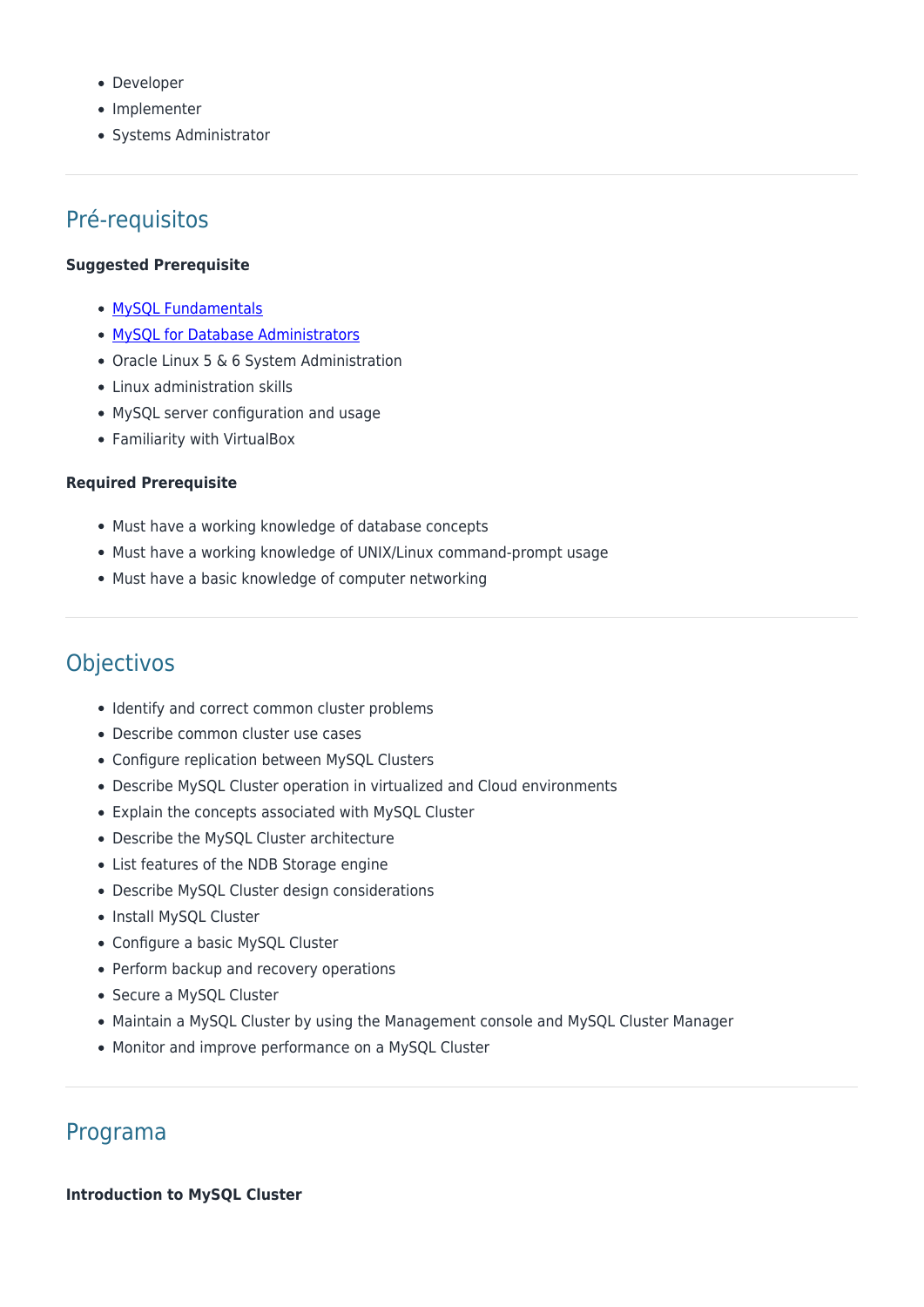- Developer
- Implementer
- Systems Administrator

## Pré-requisitos

**Suggested Prerequisite**

- MySQL Fundamentals
- MySQL for Database Administrators
- Oracle Linux 5 & 6 System Administration
- Linux administration skills
- MySQL server configuration and usage
- Familiarity with VirtualBox

**Required Prerequisite**

- Must have a working knowledge of database concepts
- Must have a working knowledge of UNIX/Linux command-prompt usage
- Must have a basic knowledge of computer networking

## Objectivos

- Identify and correct common cluster problems
- Describe common cluster use cases
- Configure replication between MySQL Clusters
- Describe MySQL Cluster operation in virtualized and Cloud environments
- Explain the concepts associated with MySQL Cluster
- Describe the MySQL Cluster architecture
- List features of the NDB Storage engine
- Describe MySQL Cluster design considerations
- Install MySQL Cluster
- Configure a basic MySQL Cluster
- Perform backup and recovery operations
- Secure a MySQL Cluster
- Maintain a MySQL Cluster by using the Management console and MySQL Cluster Manager
- Monitor and improve performance on a MySQL Cluster

## Programa

**Introduction to MySQL Cluster**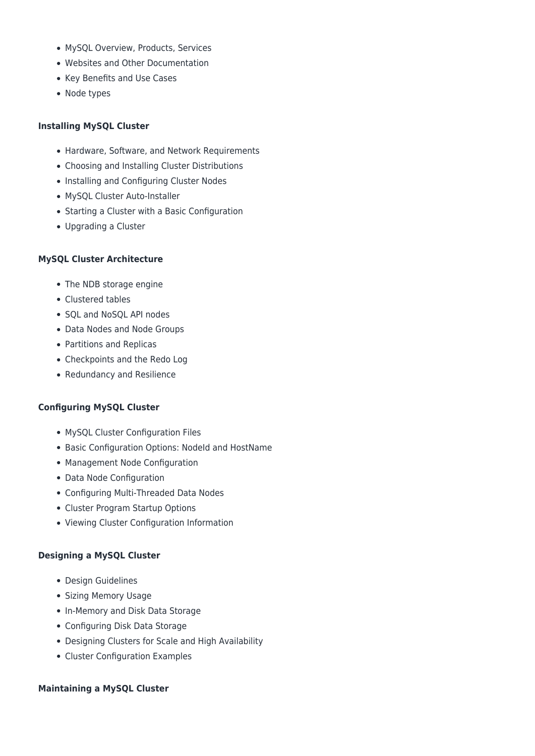- MySQL Overview, Products, Services
- Websites and Other Documentation
- Key Benefits and Use Cases
- Node types

**Installing MySQL Cluster**

- Hardware, Software, and Network Requirements
- Choosing and Installing Cluster Distributions
- Installing and Configuring Cluster Nodes
- MySQL Cluster Auto-Installer
- Starting a Cluster with a Basic Configuration
- Upgrading a Cluster

**MySQL Cluster Architecture**

- The NDB storage engine
- Clustered tables
- SQL and NoSQL API nodes
- Data Nodes and Node Groups
- Partitions and Replicas
- Checkpoints and the Redo Log
- Redundancy and Resilience

**Configuring MySQL Cluster**

- MySQL Cluster Configuration Files
- Basic Configuration Options: NodeId and HostName
- Management Node Configuration
- Data Node Configuration
- Configuring Multi-Threaded Data Nodes
- Cluster Program Startup Options
- Viewing Cluster Configuration Information

**Designing a MySQL Cluster**

- Design Guidelines
- Sizing Memory Usage
- In-Memory and Disk Data Storage
- Configuring Disk Data Storage
- Designing Clusters for Scale and High Availability
- Cluster Configuration Examples

**Maintaining a MySQL Cluster**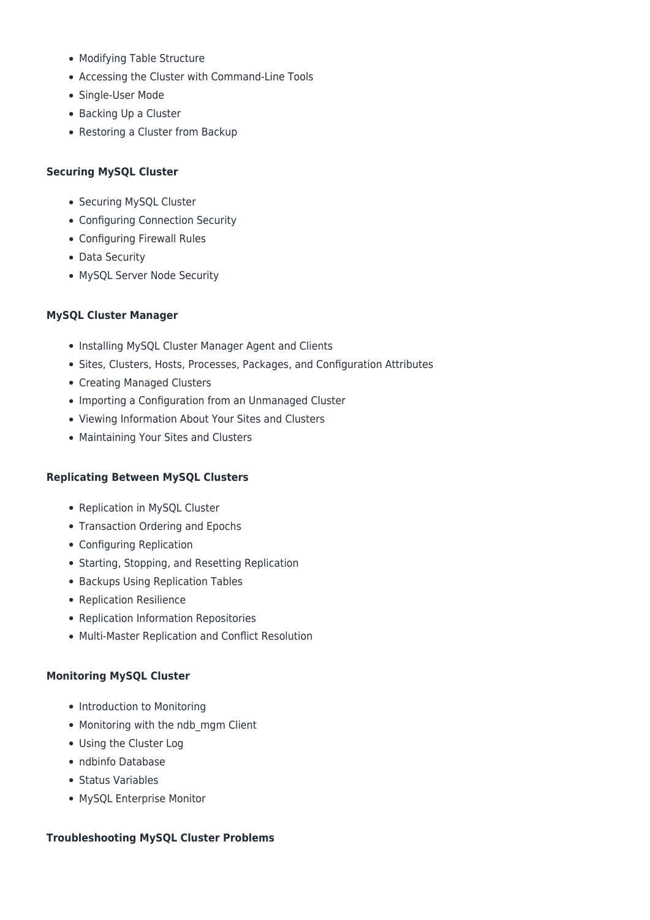- Modifying Table Structure
- Accessing the Cluster with Command-Line Tools
- Single-User Mode
- Backing Up a Cluster
- Restoring a Cluster from Backup

**Securing MySQL Cluster**

- Securing MySQL Cluster
- Configuring Connection Security
- Configuring Firewall Rules
- Data Security
- MySQL Server Node Security

**MySQL Cluster Manager**

- Installing MySQL Cluster Manager Agent and Clients
- Sites, Clusters, Hosts, Processes, Packages, and Configuration Attributes
- Creating Managed Clusters
- Importing a Configuration from an Unmanaged Cluster
- Viewing Information About Your Sites and Clusters
- Maintaining Your Sites and Clusters

**Replicating Between MySQL Clusters**

- Replication in MySQL Cluster
- Transaction Ordering and Epochs
- Configuring Replication
- Starting, Stopping, and Resetting Replication
- Backups Using Replication Tables
- Replication Resilience
- Replication Information Repositories
- Multi-Master Replication and Conflict Resolution

**Monitoring MySQL Cluster**

- Introduction to Monitoring
- Monitoring with the ndb_mgm Client
- Using the Cluster Log
- ndbinfo Database
- Status Variables
- MySQL Enterprise Monitor

**Troubleshooting MySQL Cluster Problems**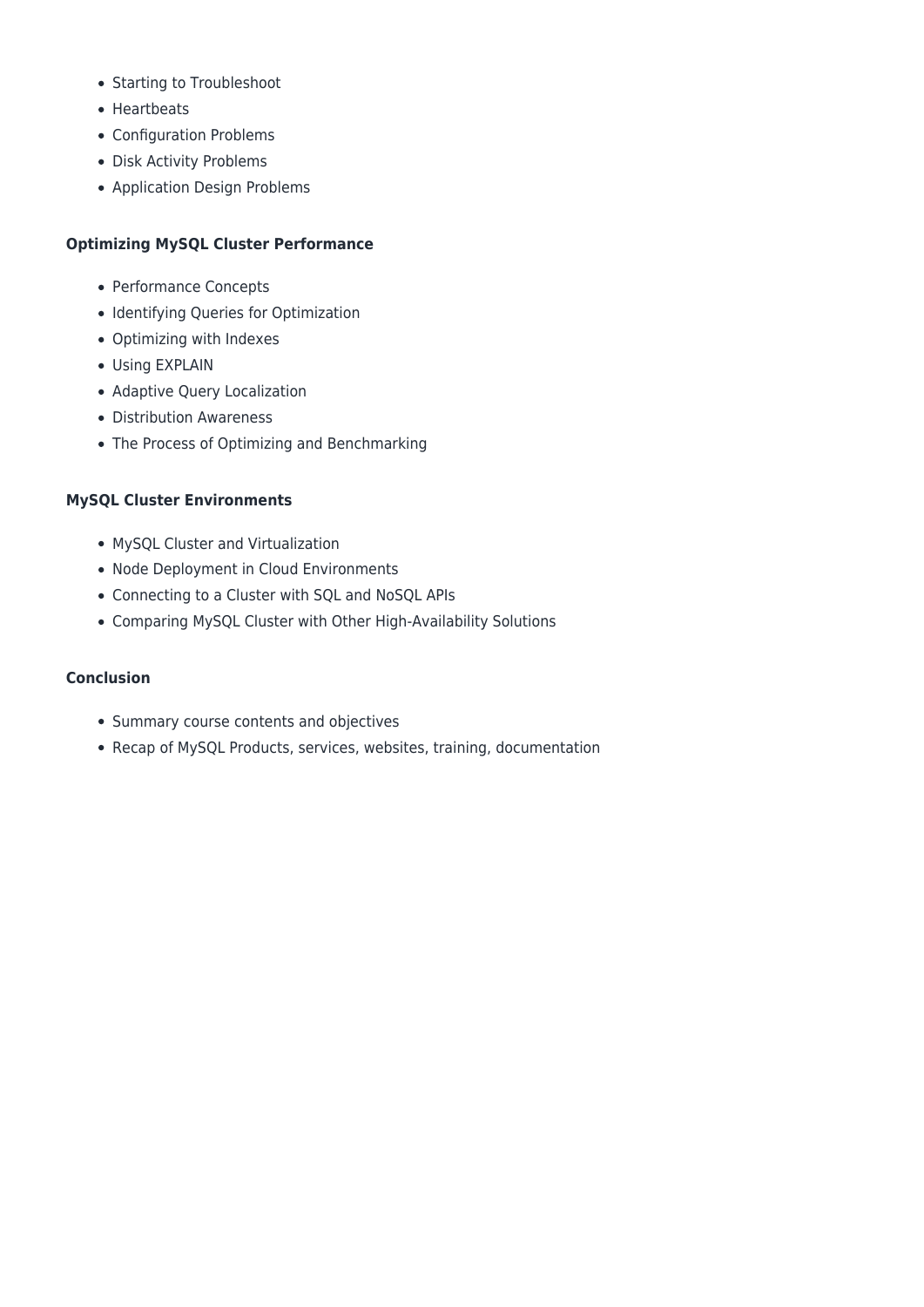- Starting to Troubleshoot
- Heartbeats
- Configuration Problems
- Disk Activity Problems
- Application Design Problems

**Optimizing MySQL Cluster Performance**

- Performance Concepts
- Identifying Queries for Optimization
- Optimizing with Indexes
- Using EXPLAIN
- Adaptive Query Localization
- Distribution Awareness
- The Process of Optimizing and Benchmarking

**MySQL Cluster Environments**

- MySQL Cluster and Virtualization
- Node Deployment in Cloud Environments
- Connecting to a Cluster with SQL and NoSQL APIs
- Comparing MySQL Cluster with Other High-Availability Solutions

**Conclusion**

- Summary course contents and objectives
- Recap of MySQL Products, services, websites, training, documentation